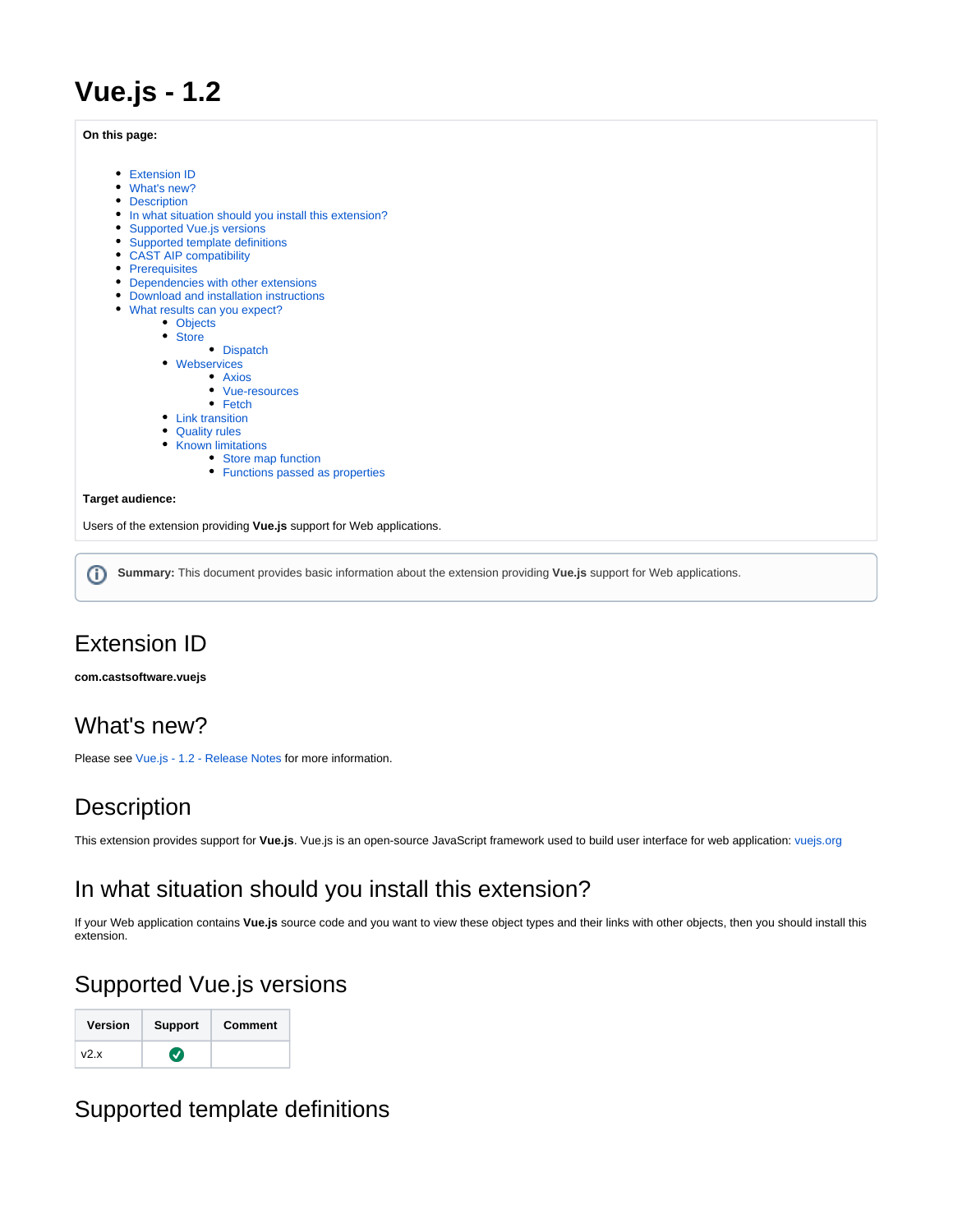# Vue.js - 1.2

**On this page:**

- Extension ID
- What's new?
- Description
- In what situation should you install this extension?
- Supported Vue.js versions
- Supported template definitions
- CAST AIP compatibility
- Prerequisites
- Dependencies with other extensions
- Download and installation instructions
- What results can you expect?
  - Objects
  - Store
    - Dispatch
  - Webservices
    - Axios
    - Vue-resources
    - Fetch
  - Link transition
  - Quality rules
  - Known limitations
    - Store map function
    - Functions passed as properties

**Target audience:**

Users of the extension providing **Vue.js** support for Web applications.

**Summary:** This document provides basic information about the extension providing **Vue.js** support for Web applications.

## Extension ID

**com.castsoftware.vuejs**

## What's new?

Please see Vue.js - 1.2 - Release Notes for more information.

## Description

This extension provides support for **Vue.js**. Vue.js is an open-source JavaScript framework used to build user interface for web application: vuejs.org

## In what situation should you install this extension?

If your Web application contains **Vue.js** source code and you want to view these object types and their links with other objects, then you should install this extension.

## Supported Vue.js versions

| Version | Support | Comment |
| --- | --- | --- |
| v2.x | ✅ | |

## Supported template definitions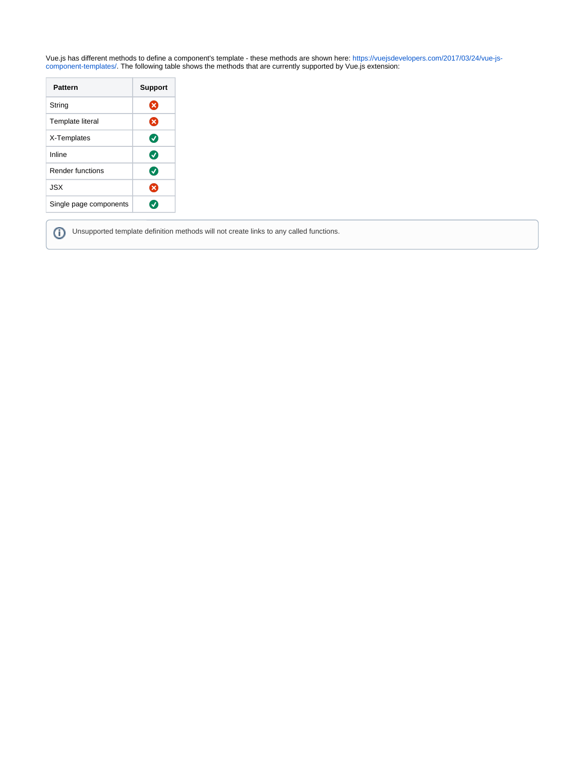Vue.js has different methods to define a component's template - these methods are shown here: https://vuejsdevelopers.com/2017/03/24/vue-js-component-templates/. The following table shows the methods that are currently supported by Vue.js extension:

| Pattern | Support |
|---|---|
| String | ❌ |
| Template literal | ❌ |
| X-Templates | ✅ |
| Inline | ✅ |
| Render functions | ✅ |
| JSX | ❌ |
| Single page components | ✅ |

> ℹ️ Unsupported template definition methods will not create links to any called functions.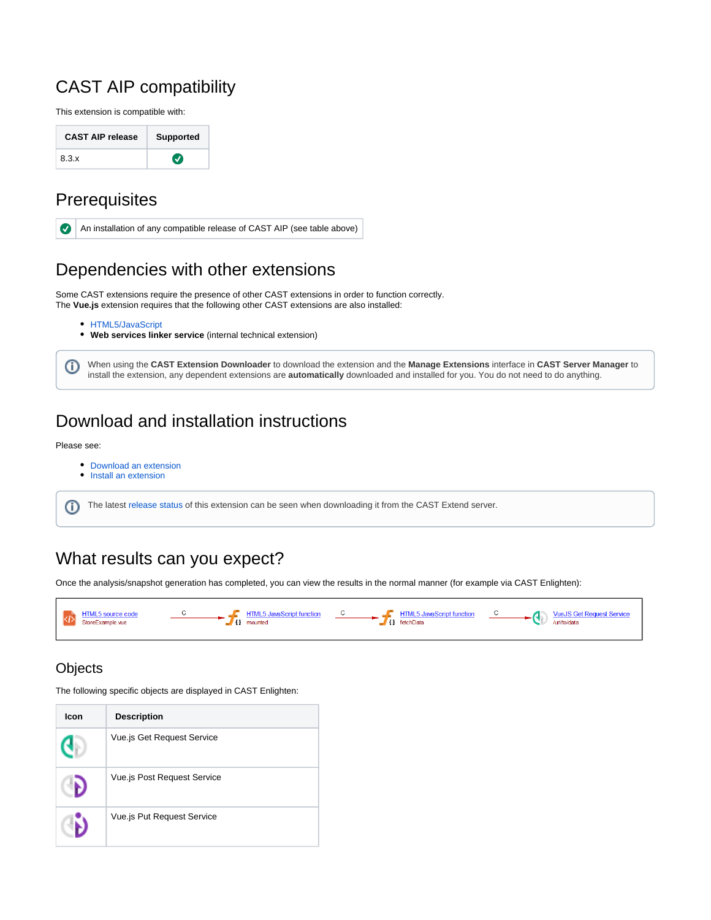# CAST AIP compatibility

This extension is compatible with:

| CAST AIP release | Supported |
|---|---|
| 8.3.x | ✅ |

# Prerequisites

| ✅ | An installation of any compatible release of CAST AIP (see table above) |
|---|---|

# Dependencies with other extensions

Some CAST extensions require the presence of other CAST extensions in order to function correctly.
The **Vue.js** extension requires that the following other CAST extensions are also installed:

- HTML5/JavaScript
- **Web services linker service** (internal technical extension)

When using the **CAST Extension Downloader** to download the extension and the **Manage Extensions** interface in **CAST Server Manager** to install the extension, any dependent extensions are **automatically** downloaded and installed for you. You do not need to do anything.

# Download and installation instructions

Please see:

- Download an extension
- Install an extension

The latest release status of this extension can be seen when downloading it from the CAST Extend server.

# What results can you expect?

Once the analysis/snapshot generation has completed, you can view the results in the normal manner (for example via CAST Enlighten):

HTML5 source code StoreExample.vue —C→ HTML5 JavaScript function mounted —C→ HTML5 JavaScript function fetchData —C→ VueJS Get Request Service /uri/to/data

## Objects

The following specific objects are displayed in CAST Enlighten:

| Icon | Description |
|---|---|
| | Vue.js Get Request Service |
| | Vue.js Post Request Service |
| | Vue.js Put Request Service |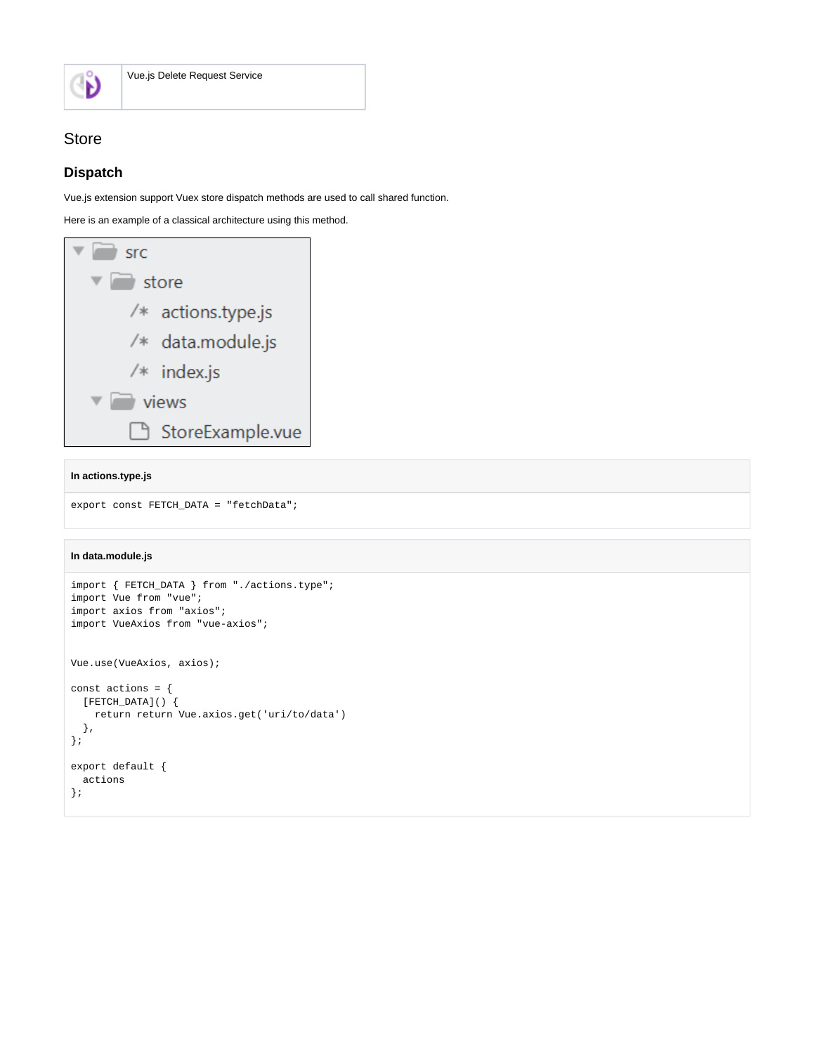## Store

### Dispatch

Vue.js extension support Vuex store dispatch methods are used to call shared function.

Here is an example of a classical architecture using this method.

```
src
  store
    actions.type.js
    data.module.js
    index.js
  views
    StoreExample.vue
```

**In actions.type.js**

```
export const FETCH_DATA = "fetchData";
```

**In data.module.js**

```
import { FETCH_DATA } from "./actions.type";
import Vue from "vue";
import axios from "axios";
import VueAxios from "vue-axios";


Vue.use(VueAxios, axios);

const actions = {
  [FETCH_DATA]() {
    return return Vue.axios.get('uri/to/data')
  },
};

export default {
  actions
};
```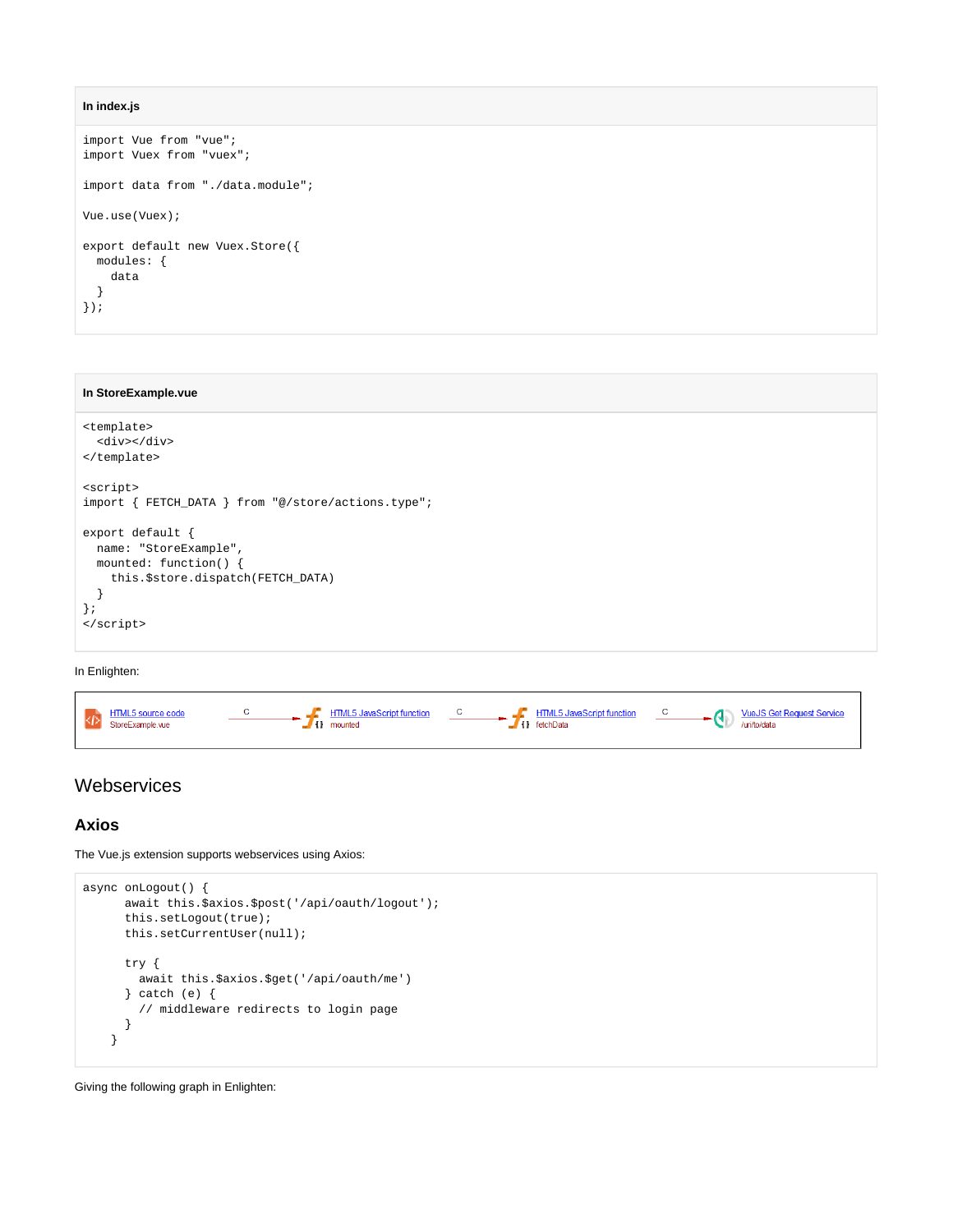**In index.js**

```
import Vue from "vue";
import Vuex from "vuex";

import data from "./data.module";

Vue.use(Vuex);

export default new Vuex.Store({
  modules: {
    data
  }
});
```

**In StoreExample.vue**

```
<template>
  <div></div>
</template>

<script>
import { FETCH_DATA } from "@/store/actions.type";

export default {
  name: "StoreExample",
  mounted: function() {
    this.$store.dispatch(FETCH_DATA)
  }
};
</script>
```

In Enlighten:

HTML5 source code StoreExample.vue —C→ HTML5 JavaScript function mounted —C→ HTML5 JavaScript function fetchData —C→ VueJS Get Request Service /url/to/data

# Webservices

## Axios

The Vue.js extension supports webservices using Axios:

```
async onLogout() {
      await this.$axios.$post('/api/oauth/logout');
      this.setLogout(true);
      this.setCurrentUser(null);

      try {
        await this.$axios.$get('/api/oauth/me')
      } catch (e) {
        // middleware redirects to login page
      }
    }
```

Giving the following graph in Enlighten: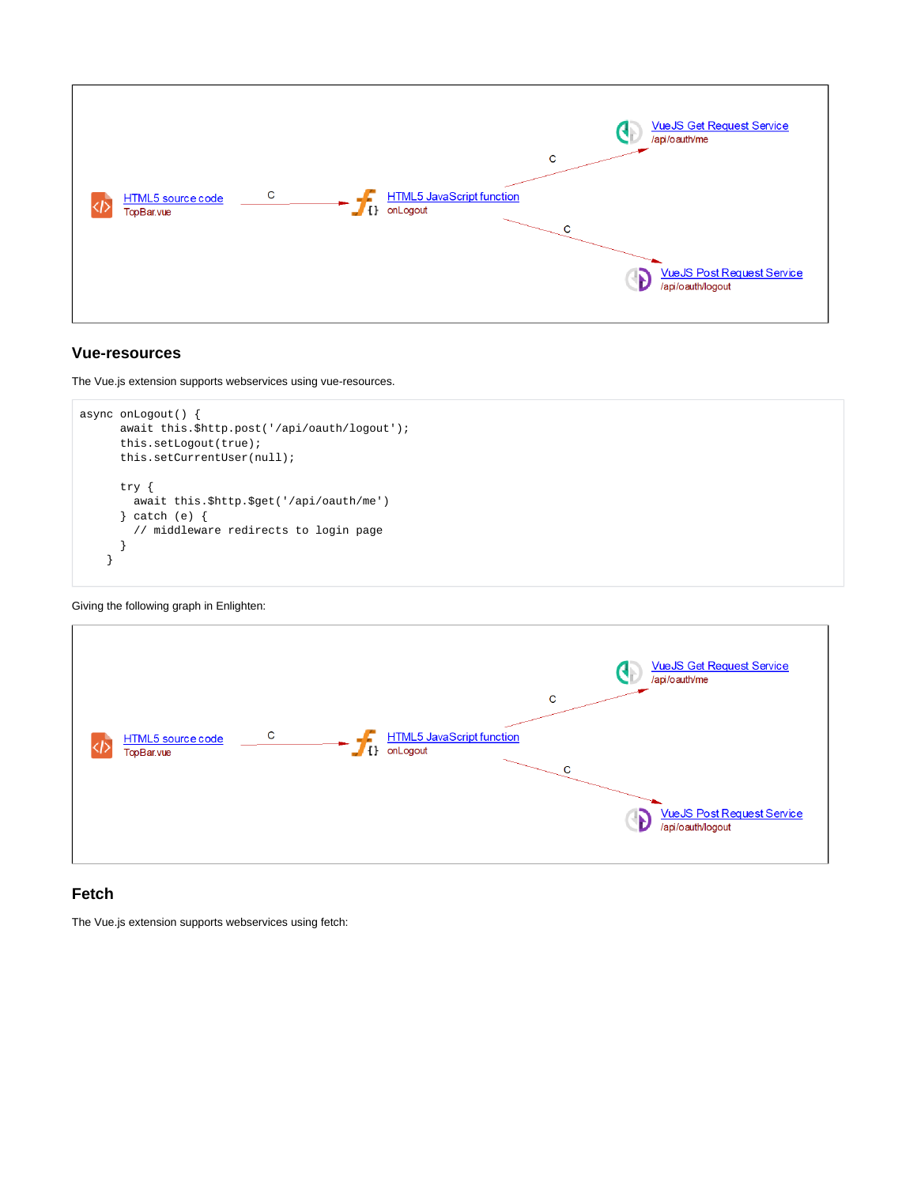## Vue-resources

The Vue.js extension supports webservices using vue-resources.

```
async onLogout() {
      await this.$http.post('/api/oauth/logout');
      this.setLogout(true);
      this.setCurrentUser(null);

      try {
        await this.$http.$get('/api/oauth/me')
      } catch (e) {
        // middleware redirects to login page
      }
    }
```

Giving the following graph in Enlighten:

## Fetch

The Vue.js extension supports webservices using fetch: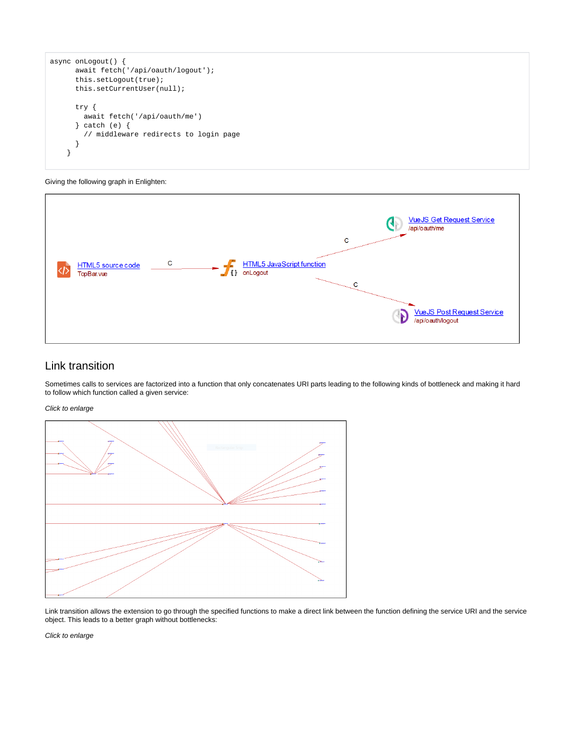```
async onLogout() {
      await fetch('/api/oauth/logout');
      this.setLogout(true);
      this.setCurrentUser(null);

      try {
        await fetch('/api/oauth/me')
      } catch (e) {
        // middleware redirects to login page
      }
    }
```

Giving the following graph in Enlighten:

## Link transition

Sometimes calls to services are factorized into a function that only concatenates URI parts leading to the following kinds of bottleneck and making it hard to follow which function called a given service:

*Click to enlarge*

Link transition allows the extension to go through the specified functions to make a direct link between the function defining the service URI and the service object. This leads to a better graph without bottlenecks:

*Click to enlarge*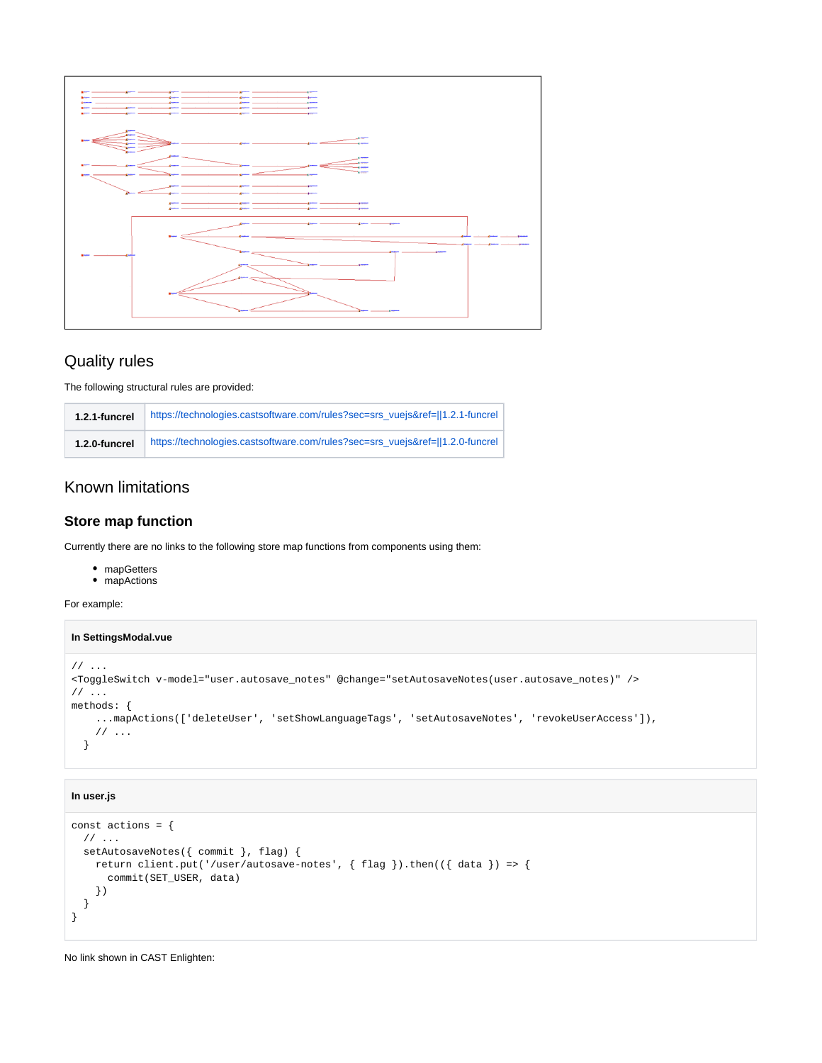## Quality rules

The following structural rules are provided:

| | |
|---|---|
| **1.2.1-funcrel** | https://technologies.castsoftware.com/rules?sec=srs_vuejs&ref=||1.2.1-funcrel |
| **1.2.0-funcrel** | https://technologies.castsoftware.com/rules?sec=srs_vuejs&ref=||1.2.0-funcrel |

## Known limitations

### Store map function

Currently there are no links to the following store map functions from components using them:

- mapGetters
- mapActions

For example:

**In SettingsModal.vue**

```
// ...
<ToggleSwitch v-model="user.autosave_notes" @change="setAutosaveNotes(user.autosave_notes)" />
// ...
methods: {
    ...mapActions(['deleteUser', 'setShowLanguageTags', 'setAutosaveNotes', 'revokeUserAccess']),
    // ...
  }
```

**In user.js**

```
const actions = {
  // ...
  setAutosaveNotes({ commit }, flag) {
    return client.put('/user/autosave-notes', { flag }).then(({ data }) => {
      commit(SET_USER, data)
    })
  }
}
```

No link shown in CAST Enlighten: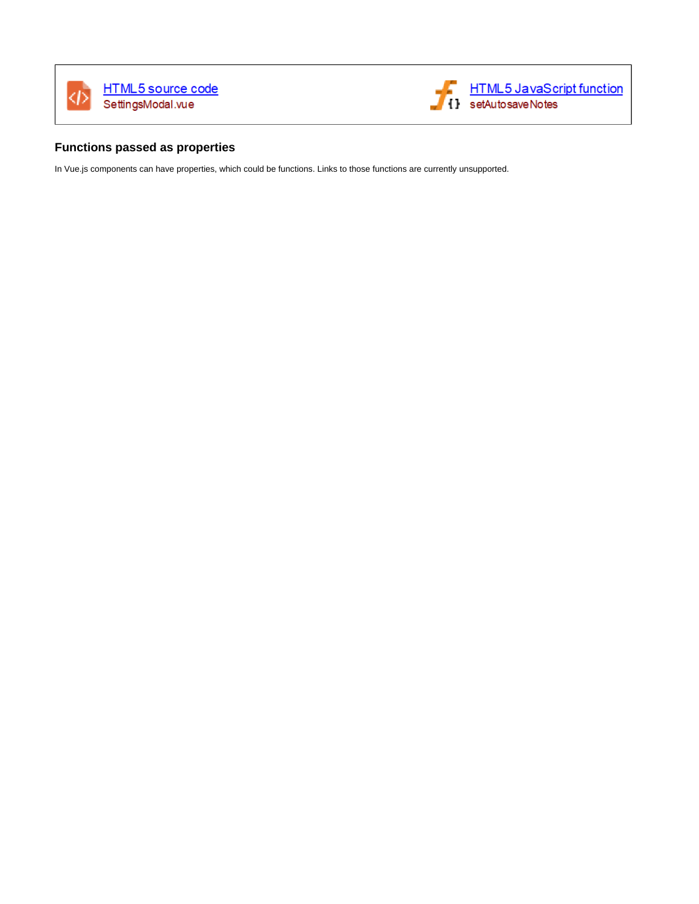| | |
|---|---|
| HTML5 source code<br>SettingsModal.vue | HTML5 JavaScript function<br>setAutosaveNotes |

### Functions passed as properties

In Vue.js components can have properties, which could be functions. Links to those functions are currently unsupported.